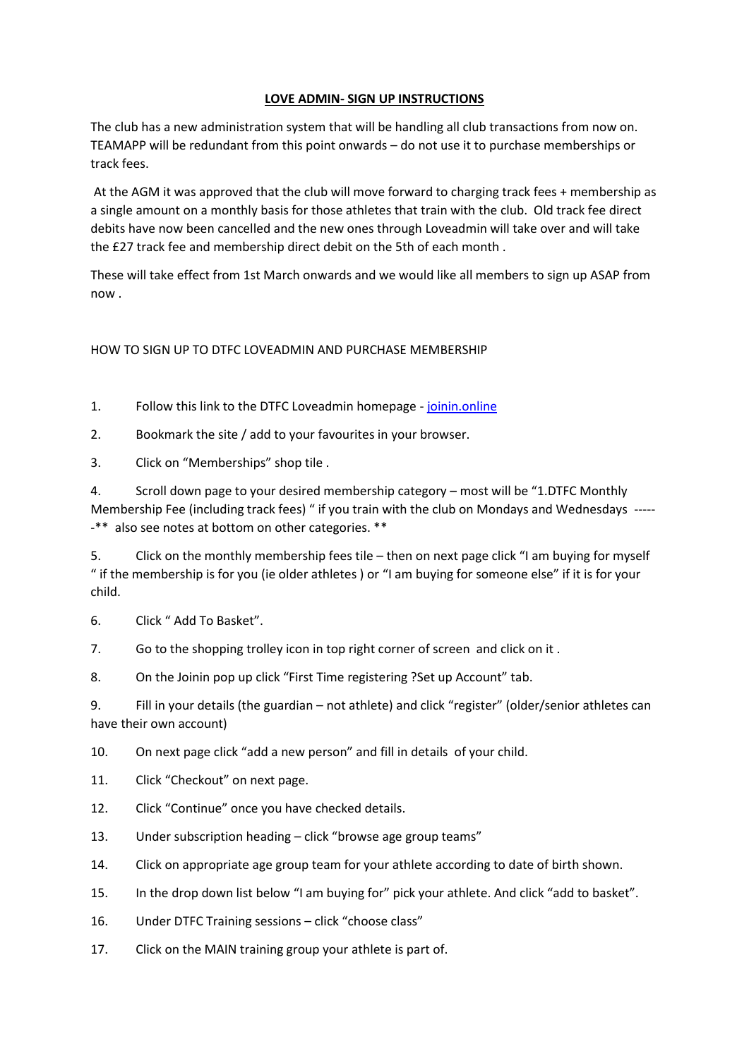**LOVE ADMIN- SIGN UP INSTRUCTIONS**

The club has a new administration system that will be handling all club transactions from now on. TEAMAPP will be redundant from this point onwards – do not use it to purchase memberships or track fees.

At the AGM it was approved that the club will move forward to charging track fees + membership as a single amount on a monthly basis for those athletes that train with the club. Old track fee direct debits have now been cancelled and the new ones through Loveadmin will take over and will take the £27 track fee and membership direct debit on the 5th of each month .

These will take effect from 1st March onwards and we would like all members to sign up ASAP from now .

HOW TO SIGN UP TO DTFC LOVEADMIN AND PURCHASE MEMBERSHIP

1. Follow this link to the DTFC Loveadmin homepage - [joinin.online](joinin.online)
2. Bookmark the site / add to your favourites in your browser.
3. Click on "Memberships" shop tile .
4. Scroll down page to your desired membership category – most will be "1.DTFC Monthly Membership Fee (including track fees) " if you train with the club on Mondays and Wednesdays ------** also see notes at bottom on other categories. **
5. Click on the monthly membership fees tile – then on next page click "I am buying for myself " if the membership is for you (ie older athletes ) or "I am buying for someone else" if it is for your child.
6. Click " Add To Basket".
7. Go to the shopping trolley icon in top right corner of screen and click on it .
8. On the Joinin pop up click "First Time registering ?Set up Account" tab.
9. Fill in your details (the guardian – not athlete) and click "register" (older/senior athletes can have their own account)
10. On next page click "add a new person" and fill in details of your child.
11. Click "Checkout" on next page.
12. Click "Continue" once you have checked details.
13. Under subscription heading – click "browse age group teams"
14. Click on appropriate age group team for your athlete according to date of birth shown.
15. In the drop down list below "I am buying for" pick your athlete. And click "add to basket".
16. Under DTFC Training sessions – click "choose class"
17. Click on the MAIN training group your athlete is part of.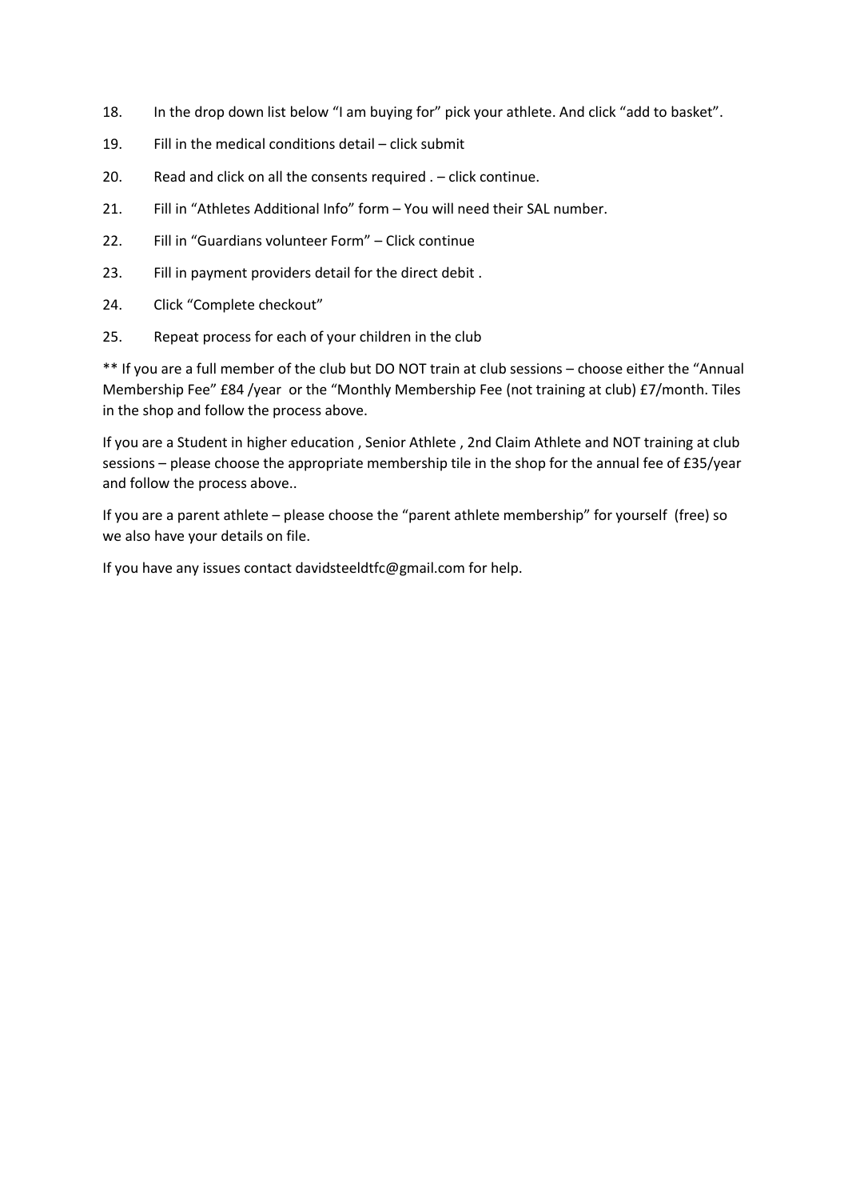18. In the drop down list below "I am buying for" pick your athlete. And click "add to basket".
19. Fill in the medical conditions detail – click submit
20. Read and click on all the consents required . – click continue.
21. Fill in "Athletes Additional Info" form – You will need their SAL number.
22. Fill in "Guardians volunteer Form" – Click continue
23. Fill in payment providers detail for the direct debit .
24. Click "Complete checkout"
25. Repeat process for each of your children in the club

** If you are a full member of the club but DO NOT train at club sessions – choose either the "Annual Membership Fee" £84 /year or the "Monthly Membership Fee (not training at club) £7/month. Tiles in the shop and follow the process above.

If you are a Student in higher education , Senior Athlete , 2nd Claim Athlete and NOT training at club sessions – please choose the appropriate membership tile in the shop for the annual fee of £35/year and follow the process above..

If you are a parent athlete – please choose the "parent athlete membership" for yourself (free) so we also have your details on file.

If you have any issues contact davidsteeldtfc@gmail.com for help.